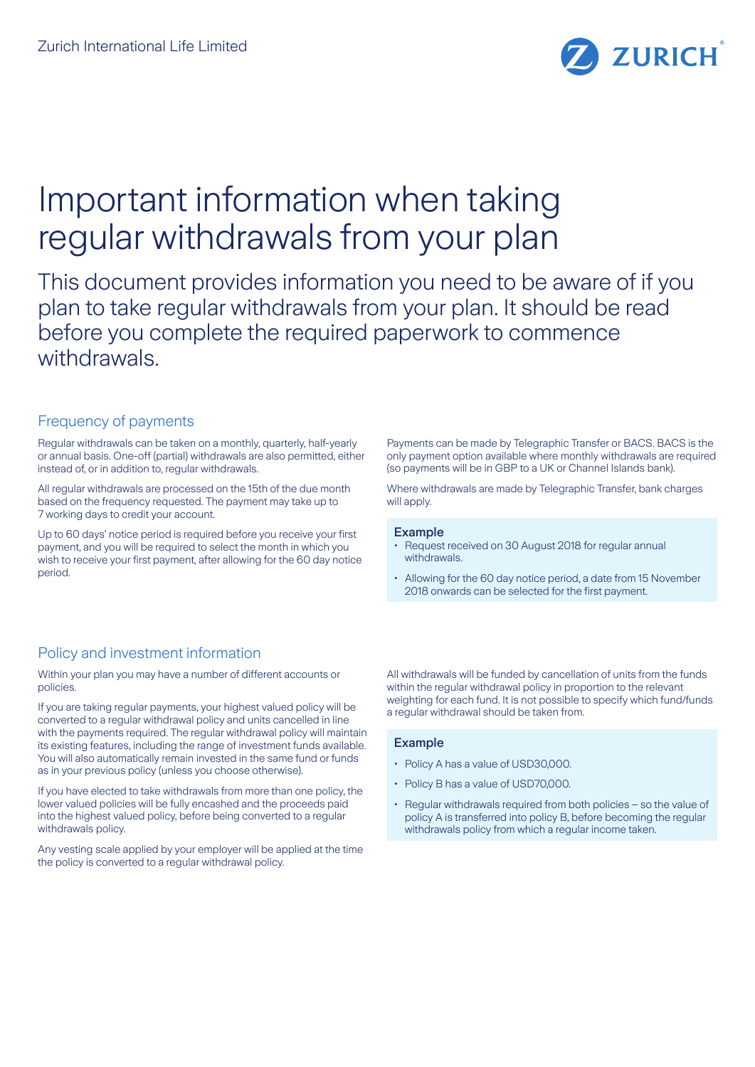Zurich International Life Limited

# Important information when taking regular withdrawals from your plan

This document provides information you need to be aware of if you plan to take regular withdrawals from your plan. It should be read before you complete the required paperwork to commence withdrawals.

## Frequency of payments

Regular withdrawals can be taken on a monthly, quarterly, half-yearly or annual basis. One-off (partial) withdrawals are also permitted, either instead of, or in addition to, regular withdrawals.

All regular withdrawals are processed on the 15th of the due month based on the frequency requested. The payment may take up to 7 working days to credit your account.

Up to 60 days' notice period is required before you receive your first payment, and you will be required to select the month in which you wish to receive your first payment, after allowing for the 60 day notice period.

Payments can be made by Telegraphic Transfer or BACS. BACS is the only payment option available where monthly withdrawals are required (so payments will be in GBP to a UK or Channel Islands bank).

Where withdrawals are made by Telegraphic Transfer, bank charges will apply.

### Example

- Request received on 30 August 2018 for regular annual withdrawals.
- Allowing for the 60 day notice period, a date from 15 November 2018 onwards can be selected for the first payment.

## Policy and investment information

Within your plan you may have a number of different accounts or policies.

If you are taking regular payments, your highest valued policy will be converted to a regular withdrawal policy and units cancelled in line with the payments required. The regular withdrawal policy will maintain its existing features, including the range of investment funds available. You will also automatically remain invested in the same fund or funds as in your previous policy (unless you choose otherwise).

If you have elected to take withdrawals from more than one policy, the lower valued policies will be fully encashed and the proceeds paid into the highest valued policy, before being converted to a regular withdrawals policy.

Any vesting scale applied by your employer will be applied at the time the policy is converted to a regular withdrawal policy.

All withdrawals will be funded by cancellation of units from the funds within the regular withdrawal policy in proportion to the relevant weighting for each fund. It is not possible to specify which fund/funds a regular withdrawal should be taken from.

### Example

- Policy A has a value of USD30,000.
- Policy B has a value of USD70,000.
- Regular withdrawals required from both policies – so the value of policy A is transferred into policy B, before becoming the regular withdrawals policy from which a regular income taken.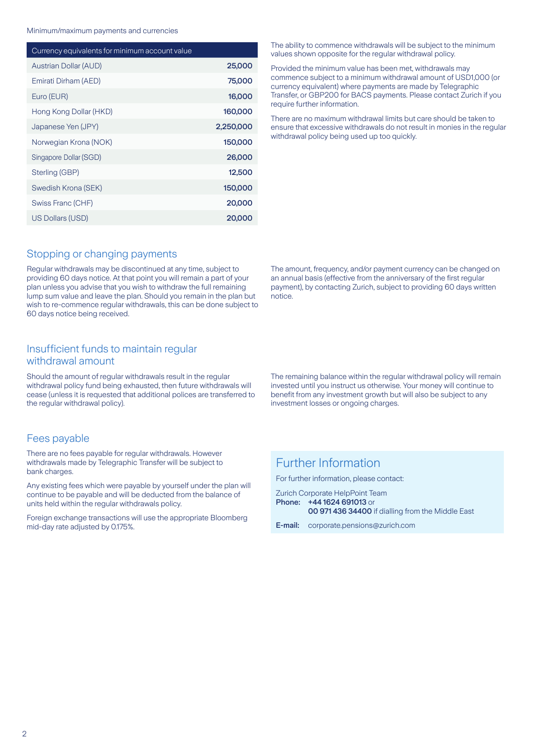Minimum/maximum payments and currencies

| Currency equivalents for minimum account value | |
|---|---|
| Austrian Dollar (AUD) | **25,000** |
| Emirati Dirham (AED) | **75,000** |
| Euro (EUR) | **16,000** |
| Hong Kong Dollar (HKD) | **160,000** |
| Japanese Yen (JPY) | **2,250,000** |
| Norwegian Krona (NOK) | **150,000** |
| Singapore Dollar (SGD) | **26,000** |
| Sterling (GBP) | **12,500** |
| Swedish Krona (SEK) | **150,000** |
| Swiss Franc (CHF) | **20,000** |
| US Dollars (USD) | **20,000** |

The ability to commence withdrawals will be subject to the minimum values shown opposite for the regular withdrawal policy.

Provided the minimum value has been met, withdrawals may commence subject to a minimum withdrawal amount of USD1,000 (or currency equivalent) where payments are made by Telegraphic Transfer, or GBP200 for BACS payments. Please contact Zurich if you require further information.

There are no maximum withdrawal limits but care should be taken to ensure that excessive withdrawals do not result in monies in the regular withdrawal policy being used up too quickly.

## Stopping or changing payments

Regular withdrawals may be discontinued at any time, subject to providing 60 days notice. At that point you will remain a part of your plan unless you advise that you wish to withdraw the full remaining lump sum value and leave the plan. Should you remain in the plan but wish to re-commence regular withdrawals, this can be done subject to 60 days notice being received.

The amount, frequency, and/or payment currency can be changed on an annual basis (effective from the anniversary of the first regular payment), by contacting Zurich, subject to providing 60 days written notice.

## Insufficient funds to maintain regular withdrawal amount

Should the amount of regular withdrawals result in the regular withdrawal policy fund being exhausted, then future withdrawals will cease (unless it is requested that additional polices are transferred to the regular withdrawal policy).

The remaining balance within the regular withdrawal policy will remain invested until you instruct us otherwise. Your money will continue to benefit from any investment growth but will also be subject to any investment losses or ongoing charges.

## Fees payable

There are no fees payable for regular withdrawals. However withdrawals made by Telegraphic Transfer will be subject to bank charges.

Any existing fees which were payable by yourself under the plan will continue to be payable and will be deducted from the balance of units held within the regular withdrawals policy.

Foreign exchange transactions will use the appropriate Bloomberg mid-day rate adjusted by 0.175%.

## Further Information

For further information, please contact:

Zurich Corporate HelpPoint Team
**Phone:** **+44 1624 691013** or
**00 971 436 34400** if dialling from the Middle East

**E-mail:** corporate.pensions@zurich.com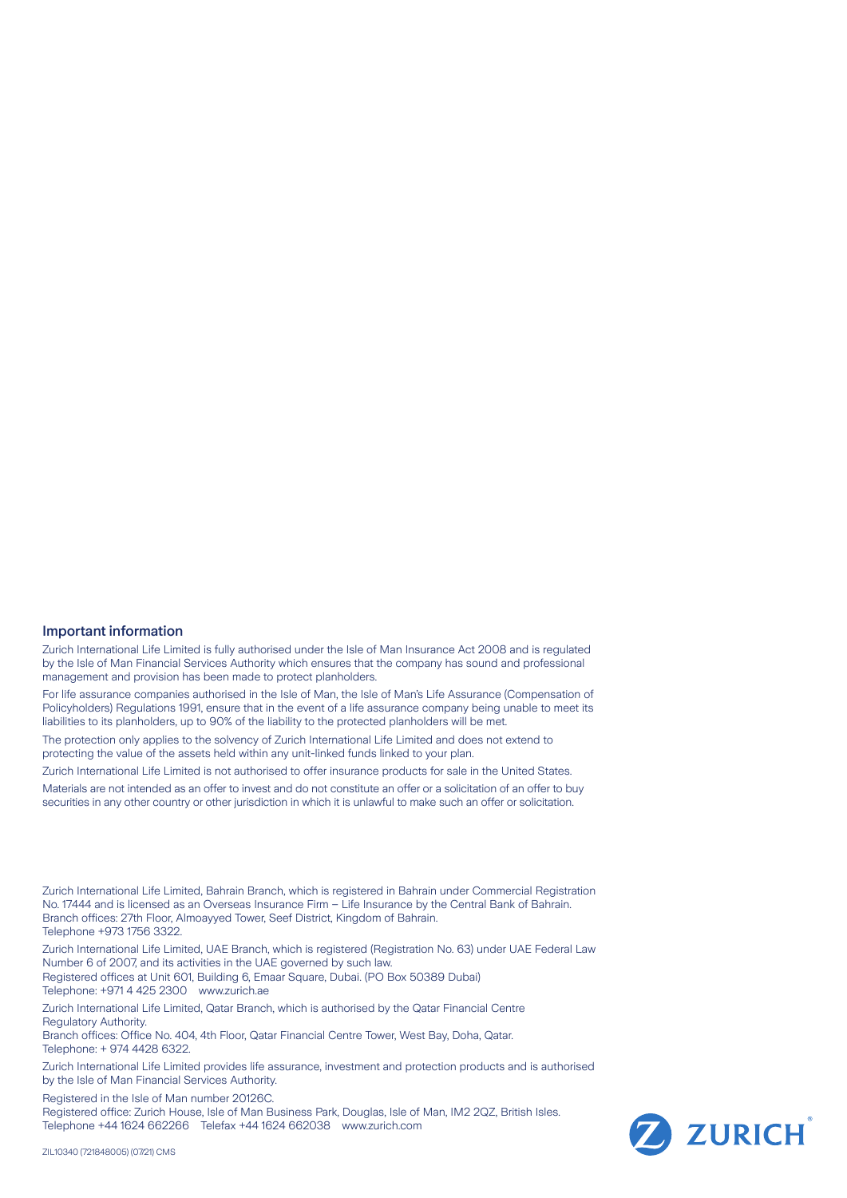## Important information

Zurich International Life Limited is fully authorised under the Isle of Man Insurance Act 2008 and is regulated by the Isle of Man Financial Services Authority which ensures that the company has sound and professional management and provision has been made to protect planholders.

For life assurance companies authorised in the Isle of Man, the Isle of Man's Life Assurance (Compensation of Policyholders) Regulations 1991, ensure that in the event of a life assurance company being unable to meet its liabilities to its planholders, up to 90% of the liability to the protected planholders will be met.

The protection only applies to the solvency of Zurich International Life Limited and does not extend to protecting the value of the assets held within any unit-linked funds linked to your plan.

Zurich International Life Limited is not authorised to offer insurance products for sale in the United States.

Materials are not intended as an offer to invest and do not constitute an offer or a solicitation of an offer to buy securities in any other country or other jurisdiction in which it is unlawful to make such an offer or solicitation.

Zurich International Life Limited, Bahrain Branch, which is registered in Bahrain under Commercial Registration No. 17444 and is licensed as an Overseas Insurance Firm – Life Insurance by the Central Bank of Bahrain.
Branch offices: 27th Floor, Almoayyed Tower, Seef District, Kingdom of Bahrain.
Telephone +973 1756 3322.

Zurich International Life Limited, UAE Branch, which is registered (Registration No. 63) under UAE Federal Law Number 6 of 2007, and its activities in the UAE governed by such law.
Registered offices at Unit 601, Building 6, Emaar Square, Dubai. (PO Box 50389 Dubai)
Telephone: +971 4 425 2300 www.zurich.ae

Zurich International Life Limited, Qatar Branch, which is authorised by the Qatar Financial Centre Regulatory Authority.
Branch offices: Office No. 404, 4th Floor, Qatar Financial Centre Tower, West Bay, Doha, Qatar.
Telephone: + 974 4428 6322.

Zurich International Life Limited provides life assurance, investment and protection products and is authorised by the Isle of Man Financial Services Authority.

Registered in the Isle of Man number 20126C.
Registered office: Zurich House, Isle of Man Business Park, Douglas, Isle of Man, IM2 2QZ, British Isles.
Telephone +44 1624 662266 Telefax +44 1624 662038 www.zurich.com

ZURICH

ZIL10340 (721848005) (07/21) CMS